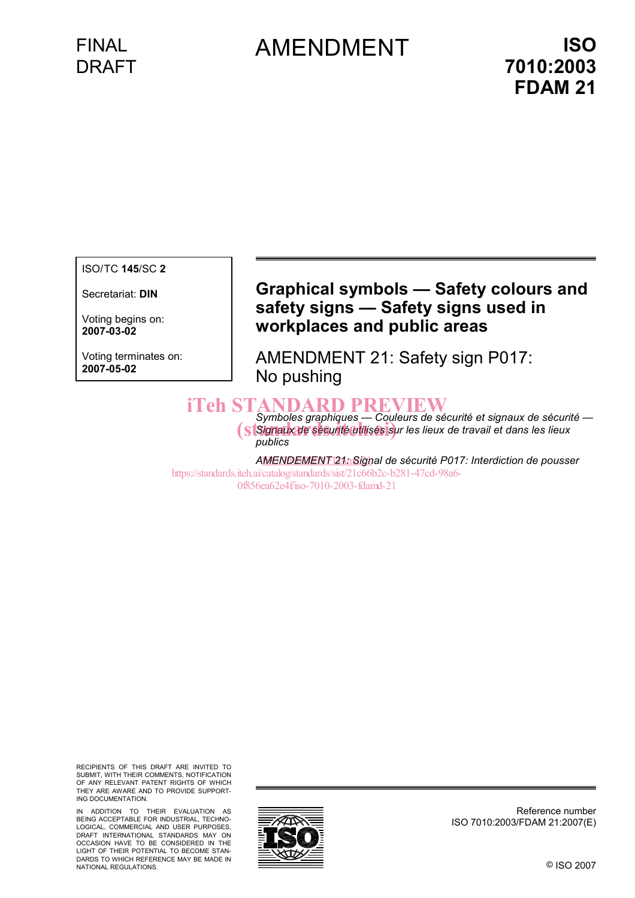FINAL DRAFT

# AMENDMENT

**ISO 7010:2003 FDAM 21**

ISO/TC **145**/SC **2**

Secretariat: **DIN**

Voting begins on:
**2007-03-02**

Voting terminates on:
**2007-05-02**

## Graphical symbols — Safety colours and safety signs — Safety signs used in workplaces and public areas

AMENDMENT 21: Safety sign P017: No pushing

iTeh STANDARD PREVIEW
(standards.iteh.ai)

*Symboles graphiques — Couleurs de sécurité et signaux de sécurité — Signaux de sécurité utilisés sur les lieux de travail et dans les lieux publics*

*AMENDEMENT 21: Signal de sécurité P017: Interdiction de pousser*

https://standards.iteh.ai/catalog/standards/sist/21c66b2c-b281-47cd-98a6-0f856ea62e4f/iso-7010-2003-fdamd-21

RECIPIENTS OF THIS DRAFT ARE INVITED TO SUBMIT, WITH THEIR COMMENTS, NOTIFICATION OF ANY RELEVANT PATENT RIGHTS OF WHICH THEY ARE AWARE AND TO PROVIDE SUPPORTING DOCUMENTATION.

IN ADDITION TO THEIR EVALUATION AS BEING ACCEPTABLE FOR INDUSTRIAL, TECHNOLOGICAL, COMMERCIAL AND USER PURPOSES, DRAFT INTERNATIONAL STANDARDS MAY ON OCCASION HAVE TO BE CONSIDERED IN THE LIGHT OF THEIR POTENTIAL TO BECOME STANDARDS TO WHICH REFERENCE MAY BE MADE IN NATIONAL REGULATIONS.

Reference number
ISO 7010:2003/FDAM 21:2007(E)

© ISO 2007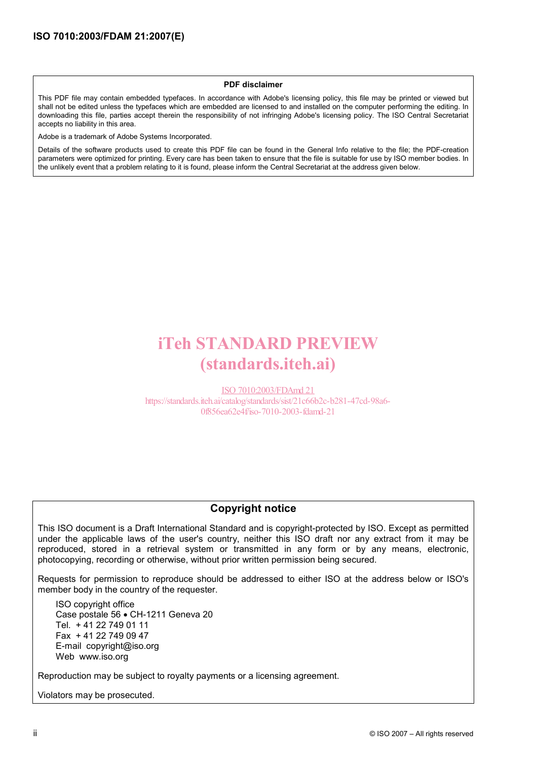**PDF disclaimer**

This PDF file may contain embedded typefaces. In accordance with Adobe's licensing policy, this file may be printed or viewed but shall not be edited unless the typefaces which are embedded are licensed to and installed on the computer performing the editing. In downloading this file, parties accept therein the responsibility of not infringing Adobe's licensing policy. The ISO Central Secretariat accepts no liability in this area.

Adobe is a trademark of Adobe Systems Incorporated.

Details of the software products used to create this PDF file can be found in the General Info relative to the file; the PDF-creation parameters were optimized for printing. Every care has been taken to ensure that the file is suitable for use by ISO member bodies. In the unlikely event that a problem relating to it is found, please inform the Central Secretariat at the address given below.

iTeh STANDARD PREVIEW
(standards.iteh.ai)

ISO 7010:2003/FDAmd 21
https://standards.iteh.ai/catalog/standards/sist/21c66b2c-b281-47cd-98a6-0f856ea62e4f/iso-7010-2003-fdamd-21

## Copyright notice

This ISO document is a Draft International Standard and is copyright-protected by ISO. Except as permitted under the applicable laws of the user's country, neither this ISO draft nor any extract from it may be reproduced, stored in a retrieval system or transmitted in any form or by any means, electronic, photocopying, recording or otherwise, without prior written permission being secured.

Requests for permission to reproduce should be addressed to either ISO at the address below or ISO's member body in the country of the requester.

ISO copyright office
Case postale 56 • CH-1211 Geneva 20
Tel. + 41 22 749 01 11
Fax + 41 22 749 09 47
E-mail copyright@iso.org
Web www.iso.org

Reproduction may be subject to royalty payments or a licensing agreement.

Violators may be prosecuted.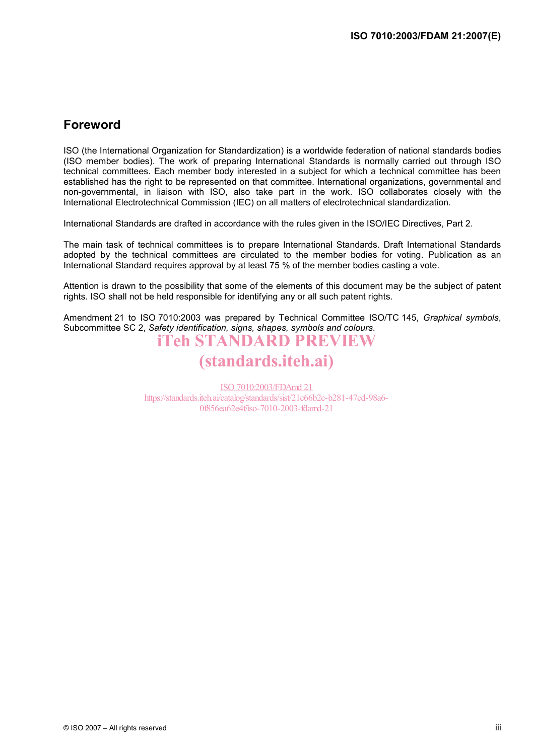## Foreword

ISO (the International Organization for Standardization) is a worldwide federation of national standards bodies (ISO member bodies). The work of preparing International Standards is normally carried out through ISO technical committees. Each member body interested in a subject for which a technical committee has been established has the right to be represented on that committee. International organizations, governmental and non-governmental, in liaison with ISO, also take part in the work. ISO collaborates closely with the International Electrotechnical Commission (IEC) on all matters of electrotechnical standardization.

International Standards are drafted in accordance with the rules given in the ISO/IEC Directives, Part 2.

The main task of technical committees is to prepare International Standards. Draft International Standards adopted by the technical committees are circulated to the member bodies for voting. Publication as an International Standard requires approval by at least 75 % of the member bodies casting a vote.

Attention is drawn to the possibility that some of the elements of this document may be the subject of patent rights. ISO shall not be held responsible for identifying any or all such patent rights.

Amendment 21 to ISO 7010:2003 was prepared by Technical Committee ISO/TC 145, *Graphical symbols*, Subcommittee SC 2, *Safety identification, signs, shapes, symbols and colours*.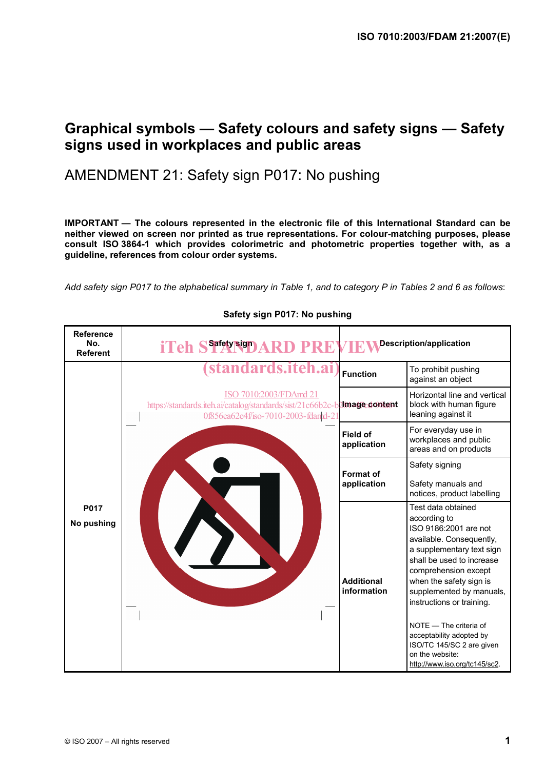# Graphical symbols — Safety colours and safety signs — Safety signs used in workplaces and public areas

## AMENDMENT 21: Safety sign P017: No pushing

**IMPORTANT — The colours represented in the electronic file of this International Standard can be neither viewed on screen nor printed as true representations. For colour-matching purposes, please consult ISO 3864-1 which provides colorimetric and photometric properties together with, as a guideline, references from colour order systems.**

*Add safety sign P017 to the alphabetical summary in Table 1, and to category P in Tables 2 and 6 as follows*:

**Safety sign P017: No pushing**

| Reference No. Referent | Safety sign | Description/application | |
|---|---|---|---|
| **P017** **No pushing** | | **Function** | To prohibit pushing against an object |
| | | **Image content** | Horizontal line and vertical block with human figure leaning against it |
| | | **Field of application** | For everyday use in workplaces and public areas and on products |
| | | **Format of application** | Safety signing<br><br>Safety manuals and notices, product labelling |
| | | **Additional information** | Test data obtained according to ISO 9186:2001 are not available. Consequently, a supplementary text sign shall be used to increase comprehension except when the safety sign is supplemented by manuals, instructions or training.<br><br>NOTE — The criteria of acceptability adopted by ISO/TC 145/SC 2 are given on the website: http://www.iso.org/tc145/sc2. |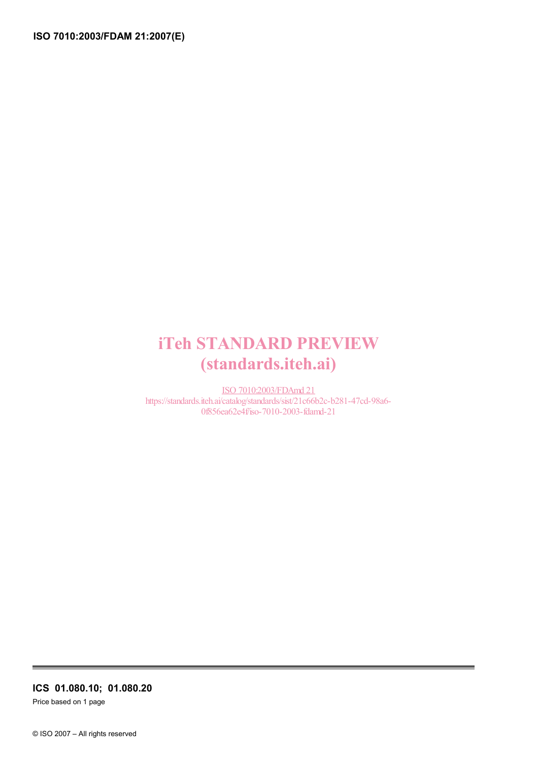iTeh STANDARD PREVIEW
(standards.iteh.ai)

ISO 7010:2003/FDAmd 21
https://standards.iteh.ai/catalog/standards/sist/21c66b2c-b281-47cd-98a6-0f856ea62e4f/iso-7010-2003-fdamd-21

**ICS 01.080.10; 01.080.20**

Price based on 1 page

© ISO 2007 – All rights reserved